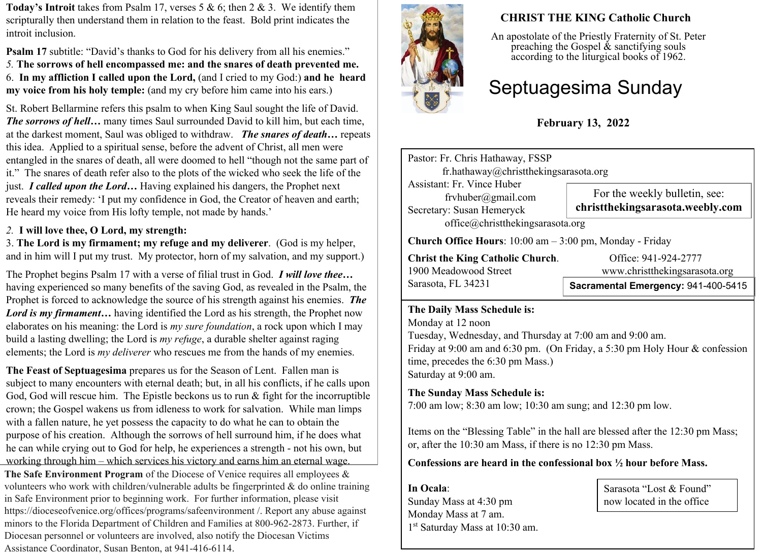**Today's Introit** takes from Psalm 17, verses 5 & 6; then 2 & 3. We identify them scripturally then understand them in relation to the feast. Bold print indicates the introit inclusion.

**Psalm 17** subtitle: "David's thanks to God for his delivery from all his enemies."
*5.* **The sorrows of hell encompassed me: and the snares of death prevented me.**
6. **In my affliction I called upon the Lord,** (and I cried to my God:) **and he heard my voice from his holy temple:** (and my cry before him came into his ears.)

St. Robert Bellarmine refers this psalm to when King Saul sought the life of David. ***The sorrows of hell…*** many times Saul surrounded David to kill him, but each time, at the darkest moment, Saul was obliged to withdraw. ***The snares of death…*** repeats this idea. Applied to a spiritual sense, before the advent of Christ, all men were entangled in the snares of death, all were doomed to hell "though not the same part of it." The snares of death refer also to the plots of the wicked who seek the life of the just. ***I called upon the Lord…*** Having explained his dangers, the Prophet next reveals their remedy: 'I put my confidence in God, the Creator of heaven and earth; He heard my voice from His lofty temple, not made by hands.'

*2.* **I will love thee, O Lord, my strength:**
3. **The Lord is my firmament; my refuge and my deliverer**. (God is my helper, and in him will I put my trust. My protector, horn of my salvation, and my support.)

The Prophet begins Psalm 17 with a verse of filial trust in God. ***I will love thee…*** having experienced so many benefits of the saving God, as revealed in the Psalm, the Prophet is forced to acknowledge the source of his strength against his enemies. ***The Lord is my firmament…*** having identified the Lord as his strength, the Prophet now elaborates on his meaning: the Lord is *my sure foundation*, a rock upon which I may build a lasting dwelling; the Lord is *my refuge*, a durable shelter against raging elements; the Lord is *my deliverer* who rescues me from the hands of my enemies.

**The Feast of Septuagesima** prepares us for the Season of Lent. Fallen man is subject to many encounters with eternal death; but, in all his conflicts, if he calls upon God, God will rescue him. The Epistle beckons us to run & fight for the incorruptible crown; the Gospel wakens us from idleness to work for salvation. While man limps with a fallen nature, he yet possess the capacity to do what he can to obtain the purpose of his creation. Although the sorrows of hell surround him, if he does what he can while crying out to God for help, he experiences a strength - not his own, but working through him – which services his victory and earns him an eternal wage.

**The Safe Environment Program** of the Diocese of Venice requires all employees & volunteers who work with children/vulnerable adults be fingerprinted & do online training in Safe Environment prior to beginning work. For further information, please visit https://dioceseofvenice.org/offices/programs/safeenvironment /. Report any abuse against minors to the Florida Department of Children and Families at 800-962-2873. Further, if Diocesan personnel or volunteers are involved, also notify the Diocesan Victims Assistance Coordinator, Susan Benton, at 941-416-6114.

# CHRIST THE KING Catholic Church

An apostolate of the Priestly Fraternity of St. Peter preaching the Gospel & sanctifying souls according to the liturgical books of 1962.

# Septuagesima Sunday

**February 13, 2022**

Pastor: Fr. Chris Hathaway, FSSP
fr.hathaway@christthekingsarasota.org
Assistant: Fr. Vince Huber
frvhuber@gmail.com
Secretary: Susan Hemeryck
office@christthekingsarasota.org

For the weekly bulletin, see: **christthekingsarasota.weebly.com**

**Church Office Hours**: 10:00 am – 3:00 pm, Monday - Friday

**Christ the King Catholic Church**.
1900 Meadowood Street
Sarasota, FL 34231

Office: 941-924-2777
www.christthekingsarasota.org
**Sacramental Emergency:** 941-400-5415

**The Daily Mass Schedule is:**
Monday at 12 noon
Tuesday, Wednesday, and Thursday at 7:00 am and 9:00 am.
Friday at 9:00 am and 6:30 pm. (On Friday, a 5:30 pm Holy Hour & confession time, precedes the 6:30 pm Mass.)
Saturday at 9:00 am.

**The Sunday Mass Schedule is:**
7:00 am low; 8:30 am low; 10:30 am sung; and 12:30 pm low.

Items on the "Blessing Table" in the hall are blessed after the 12:30 pm Mass; or, after the 10:30 am Mass, if there is no 12:30 pm Mass.

**Confessions are heard in the confessional box ½ hour before Mass.**

**In Ocala**:
Sunday Mass at 4:30 pm
Monday Mass at 7 am.
1st Saturday Mass at 10:30 am.

Sarasota "Lost & Found" now located in the office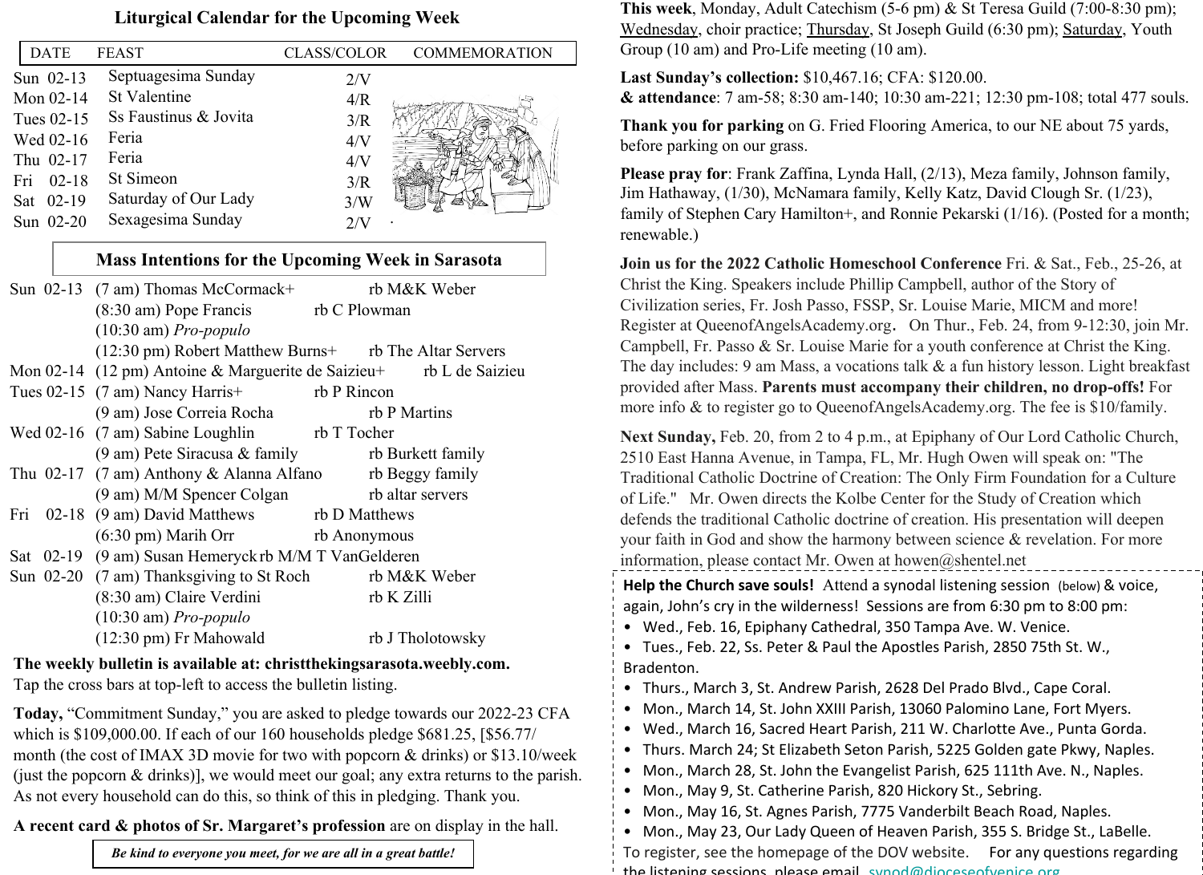## Liturgical Calendar for the Upcoming Week

| DATE | FEAST | CLASS/COLOR | COMMEMORATION |
|---|---|---|---|
| Sun 02-13 | Septuagesima Sunday | 2/V | |
| Mon 02-14 | St Valentine | 4/R | |
| Tues 02-15 | Ss Faustinus & Jovita | 3/R | |
| Wed 02-16 | Feria | 4/V | |
| Thu 02-17 | Feria | 4/V | |
| Fri 02-18 | St Simeon | 3/R | |
| Sat 02-19 | Saturday of Our Lady | 3/W | |
| Sun 02-20 | Sexagesima Sunday | 2/V | |

## Mass Intentions for the Upcoming Week in Sarasota

| | | |
|---|---|---|
| Sun 02-13 | (7 am) Thomas McCormack+ | rb M&K Weber |
| | (8:30 am) Pope Francis | rb C Plowman |
| | (10:30 am) *Pro-populo* | |
| | (12:30 pm) Robert Matthew Burns+ | rb The Altar Servers |
| Mon 02-14 | (12 pm) Antoine & Marguerite de Saizieu+ | rb L de Saizieu |
| Tues 02-15 | (7 am) Nancy Harris+ | rb P Rincon |
| | (9 am) Jose Correia Rocha | rb P Martins |
| Wed 02-16 | (7 am) Sabine Loughlin | rb T Tocher |
| | (9 am) Pete Siracusa & family | rb Burkett family |
| Thu 02-17 | (7 am) Anthony & Alanna Alfano | rb Beggy family |
| | (9 am) M/M Spencer Colgan | rb altar servers |
| Fri 02-18 | (9 am) David Matthews | rb D Matthews |
| | (6:30 pm) Marih Orr | rb Anonymous |
| Sat 02-19 | (9 am) Susan Hemeryck | rb M/M T VanGelderen |
| Sun 02-20 | (7 am) Thanksgiving to St Roch | rb M&K Weber |
| | (8:30 am) Claire Verdini | rb K Zilli |
| | (10:30 am) *Pro-populo* | |
| | (12:30 pm) Fr Mahowald | rb J Tholotowsky |

**The weekly bulletin is available at: christthekingsarasota.weebly.com.** Tap the cross bars at top-left to access the bulletin listing.

**Today,** "Commitment Sunday," you are asked to pledge towards our 2022-23 CFA which is $109,000.00. If each of our 160 households pledge $681.25, [$56.77/ month (the cost of IMAX 3D movie for two with popcorn & drinks) or $13.10/week (just the popcorn & drinks)], we would meet our goal; any extra returns to the parish. As not every household can do this, so think of this in pledging. Thank you.

**A recent card & photos of Sr. Margaret's profession** are on display in the hall.

***Be kind to everyone you meet, for we are all in a great battle!***

**This week**, Monday, Adult Catechism (5-6 pm) & St Teresa Guild (7:00-8:30 pm); Wednesday, choir practice; Thursday, St Joseph Guild (6:30 pm); Saturday, Youth Group (10 am) and Pro-Life meeting (10 am).

**Last Sunday's collection:** $10,467.16; CFA: $120.00.
**& attendance**: 7 am-58; 8:30 am-140; 10:30 am-221; 12:30 pm-108; total 477 souls.

**Thank you for parking** on G. Fried Flooring America, to our NE about 75 yards, before parking on our grass.

**Please pray for**: Frank Zaffina, Lynda Hall, (2/13), Meza family, Johnson family, Jim Hathaway, (1/30), McNamara family, Kelly Katz, David Clough Sr. (1/23), family of Stephen Cary Hamilton+, and Ronnie Pekarski (1/16). (Posted for a month; renewable.)

**Join us for the 2022 Catholic Homeschool Conference** Fri. & Sat., Feb., 25-26, at Christ the King. Speakers include Phillip Campbell, author of the Story of Civilization series, Fr. Josh Passo, FSSP, Sr. Louise Marie, MICM and more! Register at QueenofAngelsAcademy.org. On Thur., Feb. 24, from 9-12:30, join Mr. Campbell, Fr. Passo & Sr. Louise Marie for a youth conference at Christ the King. The day includes: 9 am Mass, a vocations talk & a fun history lesson. Light breakfast provided after Mass. **Parents must accompany their children, no drop-offs!** For more info & to register go to QueenofAngelsAcademy.org. The fee is $10/family.

**Next Sunday,** Feb. 20, from 2 to 4 p.m., at Epiphany of Our Lord Catholic Church, 2510 East Hanna Avenue, in Tampa, FL, Mr. Hugh Owen will speak on: "The Traditional Catholic Doctrine of Creation: The Only Firm Foundation for a Culture of Life." Mr. Owen directs the Kolbe Center for the Study of Creation which defends the traditional Catholic doctrine of creation. His presentation will deepen your faith in God and show the harmony between science & revelation. For more information, please contact Mr. Owen at howen@shentel.net

**Help the Church save souls!** Attend a synodal listening session (below) & voice, again, John's cry in the wilderness! Sessions are from 6:30 pm to 8:00 pm:

- Wed., Feb. 16, Epiphany Cathedral, 350 Tampa Ave. W. Venice.
- Tues., Feb. 22, Ss. Peter & Paul the Apostles Parish, 2850 75th St. W., Bradenton.
- Thurs., March 3, St. Andrew Parish, 2628 Del Prado Blvd., Cape Coral.
- Mon., March 14, St. John XXIII Parish, 13060 Palomino Lane, Fort Myers.
- Wed., March 16, Sacred Heart Parish, 211 W. Charlotte Ave., Punta Gorda.
- Thurs. March 24; St Elizabeth Seton Parish, 5225 Golden gate Pkwy, Naples.
- Mon., March 28, St. John the Evangelist Parish, 625 111th Ave. N., Naples.
- Mon., May 9, St. Catherine Parish, 820 Hickory St., Sebring.
- Mon., May 16, St. Agnes Parish, 7775 Vanderbilt Beach Road, Naples.
- Mon., May 23, Our Lady Queen of Heaven Parish, 355 S. Bridge St., LaBelle.

To register, see the homepage of the DOV website. For any questions regarding the listening sessions, please email synod@dioceseofvenice.org